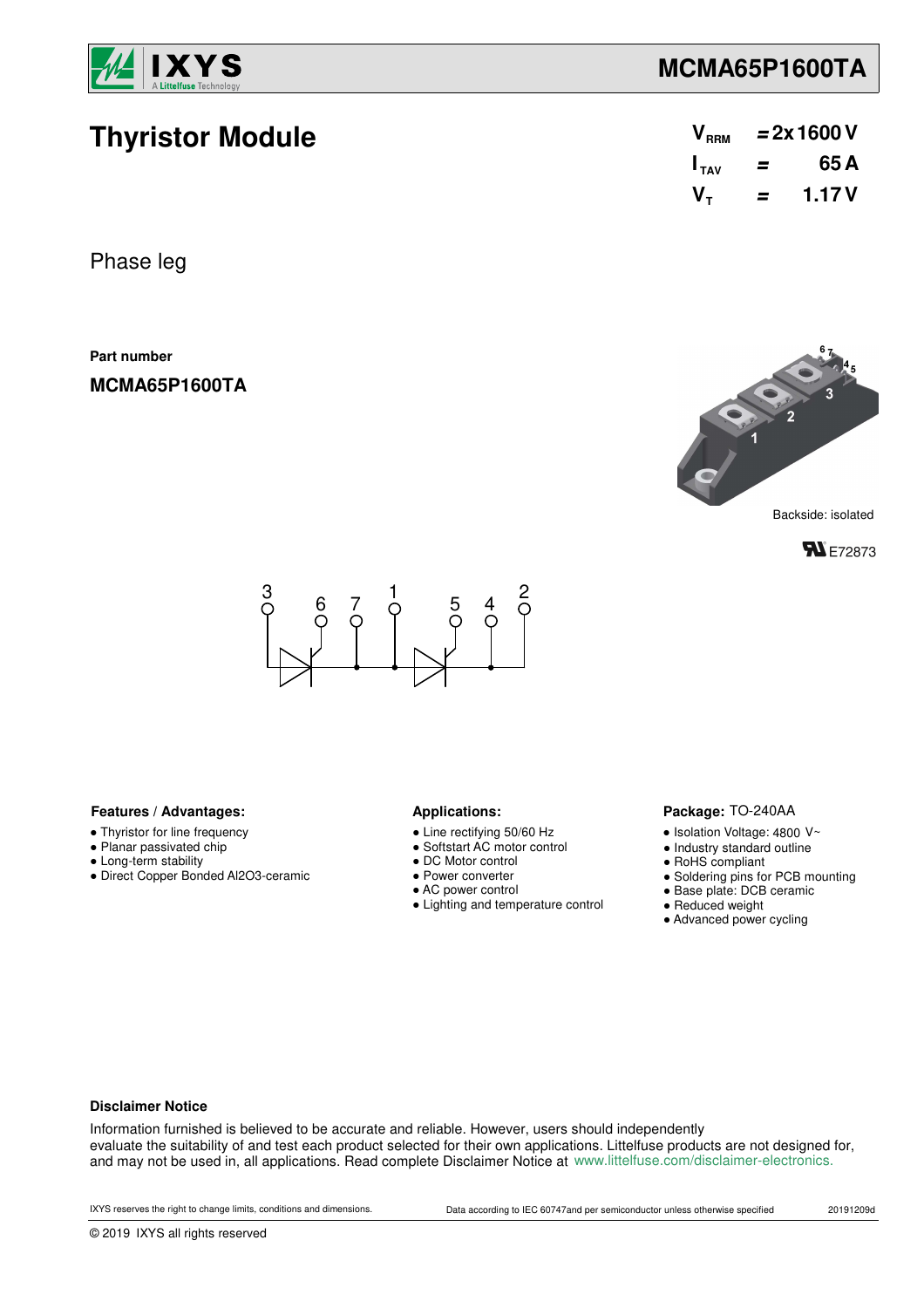# Thyristor Module

$V_{RRM}$ = 2x 1600 V
$I_{TAV}$ = 65 A
$V_T$ = 1.17 V

Phase leg

**Part number**

**MCMA65P1600TA**

Backside: isolated

E72873

### Features / Advantages:

- Thyristor for line frequency
- Planar passivated chip
- Long-term stability
- Direct Copper Bonded Al2O3-ceramic

### Applications:

- Line rectifying 50/60 Hz
- Softstart AC motor control
- DC Motor control
- Power converter
- AC power control
- Lighting and temperature control

### Package: TO-240AA

- Isolation Voltage: 4800 V~
- Industry standard outline
- RoHS compliant
- Soldering pins for PCB mounting
- Base plate: DCB ceramic
- Reduced weight
- Advanced power cycling

### Disclaimer Notice

Information furnished is believed to be accurate and reliable. However, users should independently evaluate the suitability of and test each product selected for their own applications. Littelfuse products are not designed for, and may not be used in, all applications. Read complete Disclaimer Notice at www.littelfuse.com/disclaimer-electronics.

IXYS reserves the right to change limits, conditions and dimensions. Data according to IEC 60747and per semiconductor unless otherwise specified 20191209d

© 2019 IXYS all rights reserved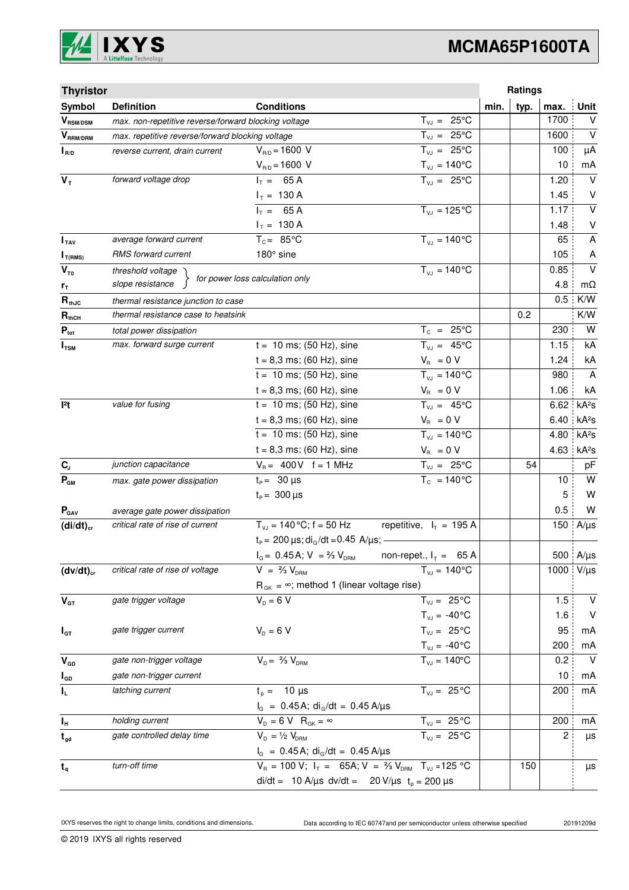## Thyristor

| Symbol | Definition | Conditions | | min. | typ. | max. | Unit |
|---|---|---|---|---|---|---|---|
| $V_{RSM/DSM}$ | max. non-repetitive reverse/forward blocking voltage | | $T_{VJ}$ = 25°C | | | 1700 | V |
| $V_{RRM/DRM}$ | max. repetitive reverse/forward blocking voltage | | $T_{VJ}$ = 25°C | | | 1600 | V |
| $I_{R/D}$ | reverse current, drain current | $V_{R/D}$ = 1600 V | $T_{VJ}$ = 25°C | | | 100 | µA |
| | | $V_{R/D}$ = 1600 V | $T_{VJ}$ = 140°C | | | 10 | mA |
| $V_T$ | forward voltage drop | $I_T$ = 65 A | $T_{VJ}$ = 25°C | | | 1.20 | V |
| | | $I_T$ = 130 A | | | | 1.45 | V |
| | | $I_T$ = 65 A | $T_{VJ}$ = 125°C | | | 1.17 | V |
| | | $I_T$ = 130 A | | | | 1.48 | V |
| $I_{TAV}$ | average forward current | $T_C$ = 85°C | $T_{VJ}$ = 140°C | | | 65 | A |
| $I_{T(RMS)}$ | RMS forward current | 180° sine | | | | 105 | A |
| $V_{T0}$ | threshold voltage | for power loss calculation only | $T_{VJ}$ = 140°C | | | 0.85 | V |
| $r_T$ | slope resistance | | | | | 4.8 | mΩ |
| $R_{thJC}$ | thermal resistance junction to case | | | | | 0.5 | K/W |
| $R_{thCH}$ | thermal resistance case to heatsink | | | | 0.2 | | K/W |
| $P_{tot}$ | total power dissipation | | $T_C$ = 25°C | | | 230 | W |
| $I_{TSM}$ | max. forward surge current | t = 10 ms; (50 Hz), sine | $T_{VJ}$ = 45°C | | | 1.15 | kA |
| | | t = 8,3 ms; (60 Hz), sine | $V_R$ = 0 V | | | 1.24 | kA |
| | | t = 10 ms; (50 Hz), sine | $T_{VJ}$ = 140°C | | | 980 | A |
| | | t = 8,3 ms; (60 Hz), sine | $V_R$ = 0 V | | | 1.06 | kA |
| $I^2t$ | value for fusing | t = 10 ms; (50 Hz), sine | $T_{VJ}$ = 45°C | | | 6.62 | kA²s |
| | | t = 8,3 ms; (60 Hz), sine | $V_R$ = 0 V | | | 6.40 | kA²s |
| | | t = 10 ms; (50 Hz), sine | $T_{VJ}$ = 140°C | | | 4.80 | kA²s |
| | | t = 8,3 ms; (60 Hz), sine | $V_R$ = 0 V | | | 4.63 | kA²s |
| $C_J$ | junction capacitance | $V_R$ = 400 V f = 1 MHz | $T_{VJ}$ = 25°C | | 54 | | pF |
| $P_{GM}$ | max. gate power dissipation | $t_P$ = 30 µs | $T_C$ = 140°C | | | 10 | W |
| | | $t_P$ = 300 µs | | | | 5 | W |
| $P_{GAV}$ | average gate power dissipation | | | | | 0.5 | W |
| $(di/dt)_{cr}$ | critical rate of rise of current | $T_{VJ}$ = 140°C; f = 50 Hz | repetitive, $I_T$ = 195 A | | | 150 | A/µs |
| | | $t_P$ = 200 µs; $di_G/dt$ = 0.45 A/µs; | | | | | |
| | | $I_G$ = 0.45 A; V = ⅔ $V_{DRM}$ | non-repet., $I_T$ = 65 A | | | 500 | A/µs |
| $(dv/dt)_{cr}$ | critical rate of rise of voltage | V = ⅔ $V_{DRM}$ | $T_{VJ}$ = 140°C | | | 1000 | V/µs |
| | | $R_{GK}$ = ∞; method 1 (linear voltage rise) | | | | | |
| $V_{GT}$ | gate trigger voltage | $V_D$ = 6 V | $T_{VJ}$ = 25°C | | | 1.5 | V |
| | | | $T_{VJ}$ = -40°C | | | 1.6 | V |
| $I_{GT}$ | gate trigger current | $V_D$ = 6 V | $T_{VJ}$ = 25°C | | | 95 | mA |
| | | | $T_{VJ}$ = -40°C | | | 200 | mA |
| $V_{GD}$ | gate non-trigger voltage | $V_D$ = ⅔ $V_{DRM}$ | $T_{VJ}$ = 140°C | | | 0.2 | V |
| $I_{GD}$ | gate non-trigger current | | | | | 10 | mA |
| $I_L$ | latching current | $t_p$ = 10 µs | $T_{VJ}$ = 25°C | | | 200 | mA |
| | | $I_G$ = 0.45 A; $di_G/dt$ = 0.45 A/µs | | | | | |
| $I_H$ | holding current | $V_D$ = 6 V $R_{GK}$ = ∞ | $T_{VJ}$ = 25°C | | | 200 | mA |
| $t_{gd}$ | gate controlled delay time | $V_D$ = ½ $V_{DRM}$ | $T_{VJ}$ = 25°C | | | 2 | µs |
| | | $I_G$ = 0.45 A; $di_G/dt$ = 0.45 A/µs | | | | | |
| $t_q$ | turn-off time | $V_R$ = 100 V; $I_T$ = 65A; V = ⅔ $V_{DRM}$ | $T_{VJ}$ = 125 °C | | 150 | | µs |
| | | di/dt = 10 A/µs dv/dt = 20 V/µs | $t_p$ = 200 µs | | | | |

IXYS reserves the right to change limits, conditions and dimensions.

Data according to IEC 60747and per semiconductor unless otherwise specified

20191209d

© 2019 IXYS all rights reserved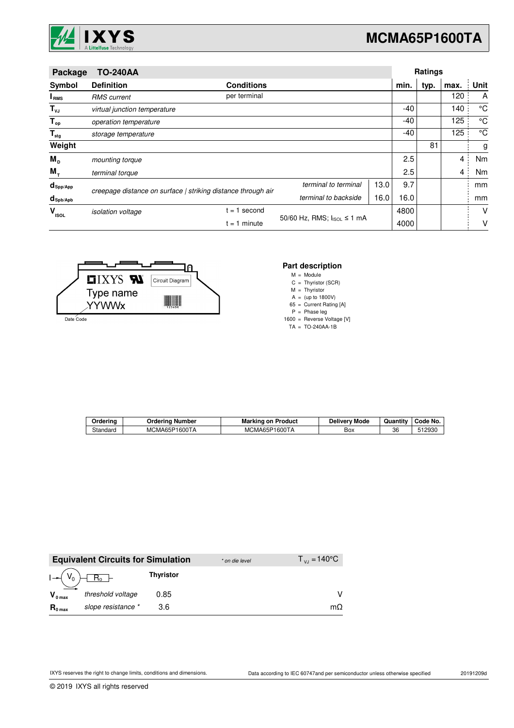| Package | TO-240AA | | | | Ratings | | | |
|---|---|---|---|---|---|---|---|---|
| Symbol | Definition | Conditions | | | min. | typ. | max. | Unit |
| $I_{RMS}$ | *RMS current* | per terminal | | | | | 120 | A |
| $T_{VJ}$ | *virtual junction temperature* | | | | -40 | | 140 | °C |
| $T_{op}$ | *operation temperature* | | | | -40 | | 125 | °C |
| $T_{stg}$ | *storage temperature* | | | | -40 | | 125 | °C |
| **Weight** | | | | | | 81 | | g |
| $M_D$ | *mounting torque* | | | | 2.5 | | 4 | Nm |
| $M_T$ | *terminal torque* | | | | 2.5 | | 4 | Nm |
| $d_{Spp/App}$ | *creepage distance on surface \| striking distance through air* | | *terminal to terminal* | 13.0 | 9.7 | | | mm |
| $d_{Spb/Apb}$ | | | *terminal to backside* | 16.0 | 16.0 | | | mm |
| $V_{ISOL}$ | *isolation voltage* | t = 1 second | 50/60 Hz, RMS; $I_{ISOL} \le 1$ mA | | 4800 | | | V |
| | | t = 1 minute | | | 4000 | | | V |

IXYS Type name YYWWx Circuit Diagram 123456 Date Code

**Part description**

M = Module
C = Thyristor (SCR)
M = Thyristor
A = (up to 1800V)
65 = Current Rating [A]
P = Phase leg
1600 = Reverse Voltage [V]
TA = TO-240AA-1B

| Ordering | Ordering Number | Marking on Product | Delivery Mode | Quantity | Code No. |
|---|---|---|---|---|---|
| Standard | MCMA65P1600TA | MCMA65P1600TA | Box | 36 | 512930 |

| Equivalent Circuits for Simulation | | *\* on die level* | $T_{VJ} = 140°C$ |
|---|---|---|---|
| $I \rightarrow V_0 - R_0$ | | Thyristor | |
| $V_{0\,max}$ | *threshold voltage* | 0.85 | V |
| $R_{0\,max}$ | *slope resistance \** | 3.6 | mΩ |

IXYS reserves the right to change limits, conditions and dimensions. Data according to IEC 60747and per semiconductor unless otherwise specified 20191209d

© 2019 IXYS all rights reserved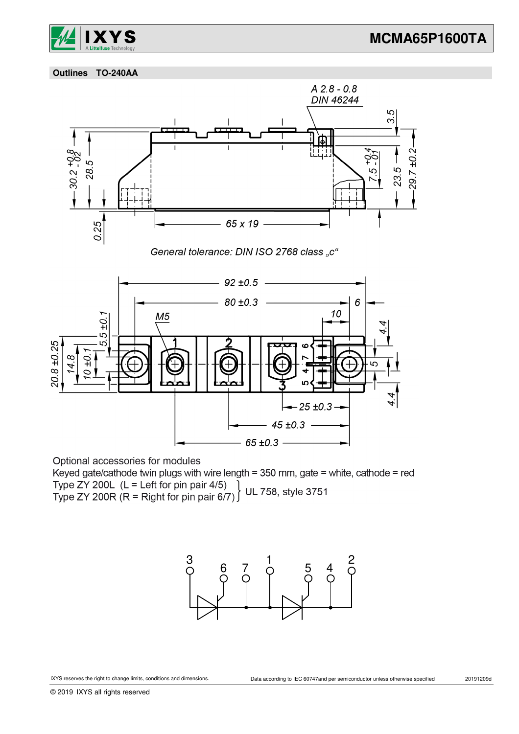## Outlines TO-240AA

General tolerance: DIN ISO 2768 class „c“

Optional accessories for modules

Keyed gate/cathode twin plugs with wire length = 350 mm, gate = white, cathode = red

Type ZY 200L (L = Left for pin pair 4/5)
Type ZY 200R (R = Right for pin pair 6/7) } UL 758, style 3751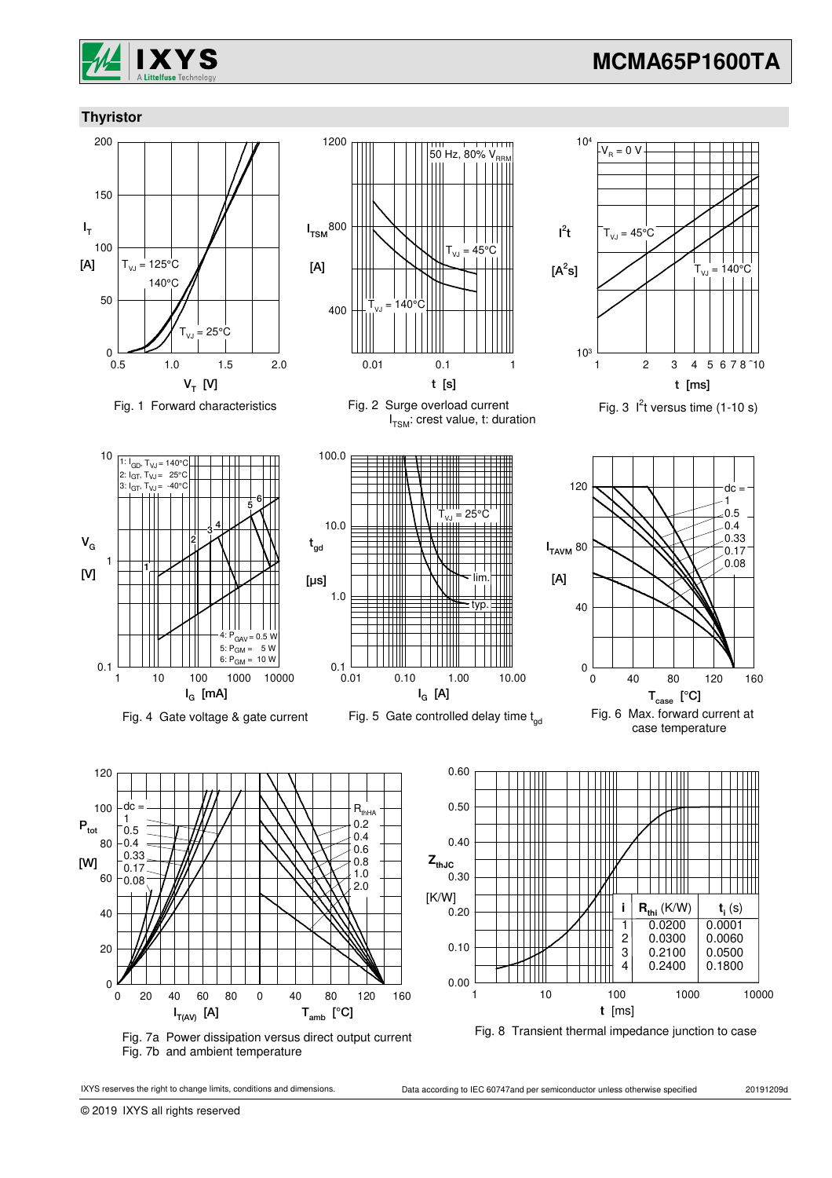## Thyristor

200
150
$I_T$
100
[A]
50
0
0.5 1.0 1.5 2.0
$V_T$ [V]
$T_{VJ}$ = 125°C
140°C
$T_{VJ}$ = 25°C

Fig. 1 Forward characteristics

1200
$I_{TSM}$
800
[A]
400
0.01 0.1 1
t [s]
50 Hz, 80% $V_{RRM}$
$T_{VJ}$ = 45°C
$T_{VJ}$ = 140°C

Fig. 2 Surge overload current
$I_{TSM}$: crest value, t: duration

$10^4$
$I^2t$
$[A^2s]$
$10^3$
1 2 3 4 5 6 7 8 10
t [ms]
$V_R$ = 0 V
$T_{VJ}$ = 45°C
$T_{VJ}$ = 140°C

Fig. 3 $I^2t$ versus time (1-10 s)

10
$V_G$
1
[V]
0.1
1 10 100 1000 10000
$I_G$ [mA]
1: $I_{GD}$, $T_{VJ}$ = 140°C
2: $I_{GT}$, $T_{VJ}$ = 25°C
3: $I_{GT}$, $T_{VJ}$ = -40°C
4: $P_{GAV}$ = 0.5 W
5: $P_{GM}$ = 5 W
6: $P_{GM}$ = 10 W

Fig. 4 Gate voltage & gate current

100.0
10.0
$t_{gd}$
1.0
[µs]
0.1
0.01 0.10 1.00 10.00
$I_G$ [A]
$T_{VJ}$ = 25°C
lim.
typ.

Fig. 5 Gate controlled delay time $t_{gd}$

120
$I_{TAVM}$ 80
[A]
40
0
0 40 80 120 160
$T_{case}$ [°C]
dc =
1
0.5
0.4
0.33
0.17
0.08

Fig. 6 Max. forward current at case temperature

120
100
$P_{tot}$
80
[W]
60
40
20
0
0 20 40 60 80
$I_{T(AV)}$ [A]
dc =
1
0.5
0.4
0.33
0.17
0.08
0 40 80 120 160
$T_{amb}$ [°C]
$R_{thHA}$
0.2
0.4
0.6
0.8
1.0
2.0

Fig. 7a Power dissipation versus direct output current
Fig. 7b and ambient temperature

0.60
0.50
0.40
$Z_{thJC}$
0.30
[K/W]
0.20
0.10
0.00
1 10 100 1000 10000
t [ms]

| i | $R_{thi}$ (K/W) | $t_i$ (s) |
|---|---|---|
| 1 | 0.0200 | 0.0001 |
| 2 | 0.0300 | 0.0060 |
| 3 | 0.2100 | 0.0500 |
| 4 | 0.2400 | 0.1800 |

Fig. 8 Transient thermal impedance junction to case

IXYS reserves the right to change limits, conditions and dimensions.

Data according to IEC 60747and per semiconductor unless otherwise specified

20191209d

© 2019 IXYS all rights reserved